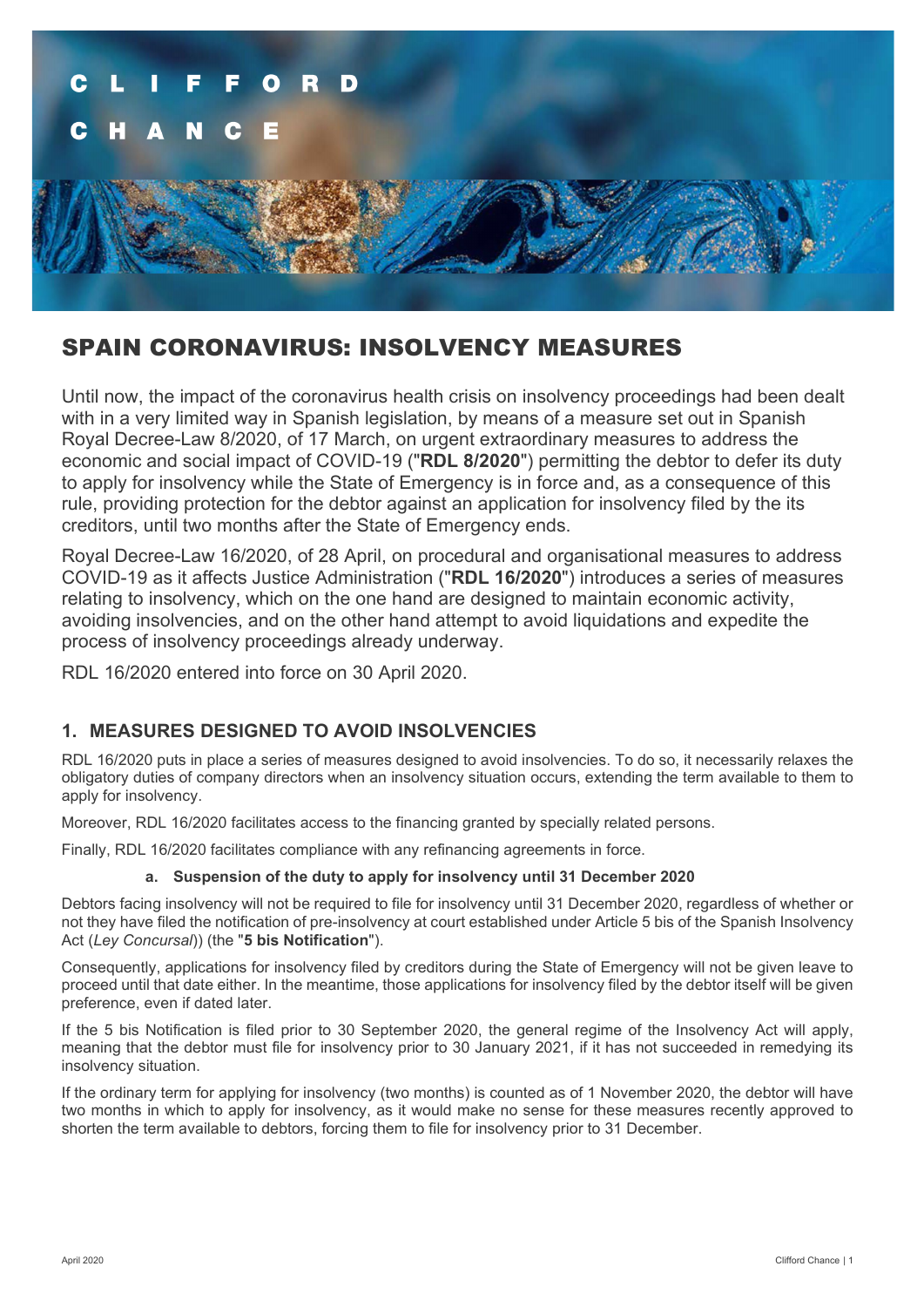# SPAIN CORONAVIRUS: INSOLVENCY MEASURES

Until now, the impact of the coronavirus health crisis on insolvency proceedings had been dealt with in a very limited way in Spanish legislation, by means of a measure set out in Spanish Royal Decree-Law 8/2020, of 17 March, on urgent extraordinary measures to address the economic and social impact of COVID-19 ("**RDL 8/2020**") permitting the debtor to defer its duty to apply for insolvency while the State of Emergency is in force and, as a consequence of this rule, providing protection for the debtor against an application for insolvency filed by the its creditors, until two months after the State of Emergency ends.

Royal Decree-Law 16/2020, of 28 April, on procedural and organisational measures to address COVID-19 as it affects Justice Administration ("**RDL 16/2020**") introduces a series of measures relating to insolvency, which on the one hand are designed to maintain economic activity, avoiding insolvencies, and on the other hand attempt to avoid liquidations and expedite the process of insolvency proceedings already underway.

RDL 16/2020 entered into force on 30 April 2020.

## 1. MEASURES DESIGNED TO AVOID INSOLVENCIES

RDL 16/2020 puts in place a series of measures designed to avoid insolvencies. To do so, it necessarily relaxes the obligatory duties of company directors when an insolvency situation occurs, extending the term available to them to apply for insolvency.

Moreover, RDL 16/2020 facilitates access to the financing granted by specially related persons.

Finally, RDL 16/2020 facilitates compliance with any refinancing agreements in force.

### a. Suspension of the duty to apply for insolvency until 31 December 2020

Debtors facing insolvency will not be required to file for insolvency until 31 December 2020, regardless of whether or not they have filed the notification of pre-insolvency at court established under Article 5 bis of the Spanish Insolvency Act (*Ley Concursal*)) (the "**5 bis Notification**").

Consequently, applications for insolvency filed by creditors during the State of Emergency will not be given leave to proceed until that date either. In the meantime, those applications for insolvency filed by the debtor itself will be given preference, even if dated later.

If the 5 bis Notification is filed prior to 30 September 2020, the general regime of the Insolvency Act will apply, meaning that the debtor must file for insolvency prior to 30 January 2021, if it has not succeeded in remedying its insolvency situation.

If the ordinary term for applying for insolvency (two months) is counted as of 1 November 2020, the debtor will have two months in which to apply for insolvency, as it would make no sense for these measures recently approved to shorten the term available to debtors, forcing them to file for insolvency prior to 31 December.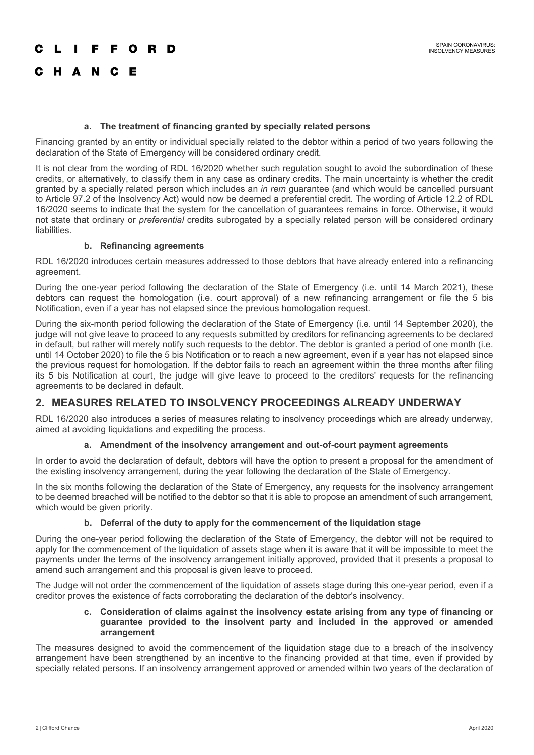### a. The treatment of financing granted by specially related persons

Financing granted by an entity or individual specially related to the debtor within a period of two years following the declaration of the State of Emergency will be considered ordinary credit.

It is not clear from the wording of RDL 16/2020 whether such regulation sought to avoid the subordination of these credits, or alternatively, to classify them in any case as ordinary credits. The main uncertainty is whether the credit granted by a specially related person which includes an *in rem* guarantee (and which would be cancelled pursuant to Article 97.2 of the Insolvency Act) would now be deemed a preferential credit. The wording of Article 12.2 of RDL 16/2020 seems to indicate that the system for the cancellation of guarantees remains in force. Otherwise, it would not state that ordinary or *preferential* credits subrogated by a specially related person will be considered ordinary liabilities.

### b. Refinancing agreements

RDL 16/2020 introduces certain measures addressed to those debtors that have already entered into a refinancing agreement.

During the one-year period following the declaration of the State of Emergency (i.e. until 14 March 2021), these debtors can request the homologation (i.e. court approval) of a new refinancing arrangement or file the 5 bis Notification, even if a year has not elapsed since the previous homologation request.

During the six-month period following the declaration of the State of Emergency (i.e. until 14 September 2020), the judge will not give leave to proceed to any requests submitted by creditors for refinancing agreements to be declared in default, but rather will merely notify such requests to the debtor. The debtor is granted a period of one month (i.e. until 14 October 2020) to file the 5 bis Notification or to reach a new agreement, even if a year has not elapsed since the previous request for homologation. If the debtor fails to reach an agreement within the three months after filing its 5 bis Notification at court, the judge will give leave to proceed to the creditors' requests for the refinancing agreements to be declared in default.

## 2. MEASURES RELATED TO INSOLVENCY PROCEEDINGS ALREADY UNDERWAY

RDL 16/2020 also introduces a series of measures relating to insolvency proceedings which are already underway, aimed at avoiding liquidations and expediting the process.

### a. Amendment of the insolvency arrangement and out-of-court payment agreements

In order to avoid the declaration of default, debtors will have the option to present a proposal for the amendment of the existing insolvency arrangement, during the year following the declaration of the State of Emergency.

In the six months following the declaration of the State of Emergency, any requests for the insolvency arrangement to be deemed breached will be notified to the debtor so that it is able to propose an amendment of such arrangement, which would be given priority.

### b. Deferral of the duty to apply for the commencement of the liquidation stage

During the one-year period following the declaration of the State of Emergency, the debtor will not be required to apply for the commencement of the liquidation of assets stage when it is aware that it will be impossible to meet the payments under the terms of the insolvency arrangement initially approved, provided that it presents a proposal to amend such arrangement and this proposal is given leave to proceed.

The Judge will not order the commencement of the liquidation of assets stage during this one-year period, even if a creditor proves the existence of facts corroborating the declaration of the debtor's insolvency.

### c. Consideration of claims against the insolvency estate arising from any type of financing or guarantee provided to the insolvent party and included in the approved or amended arrangement

The measures designed to avoid the commencement of the liquidation stage due to a breach of the insolvency arrangement have been strengthened by an incentive to the financing provided at that time, even if provided by specially related persons. If an insolvency arrangement approved or amended within two years of the declaration of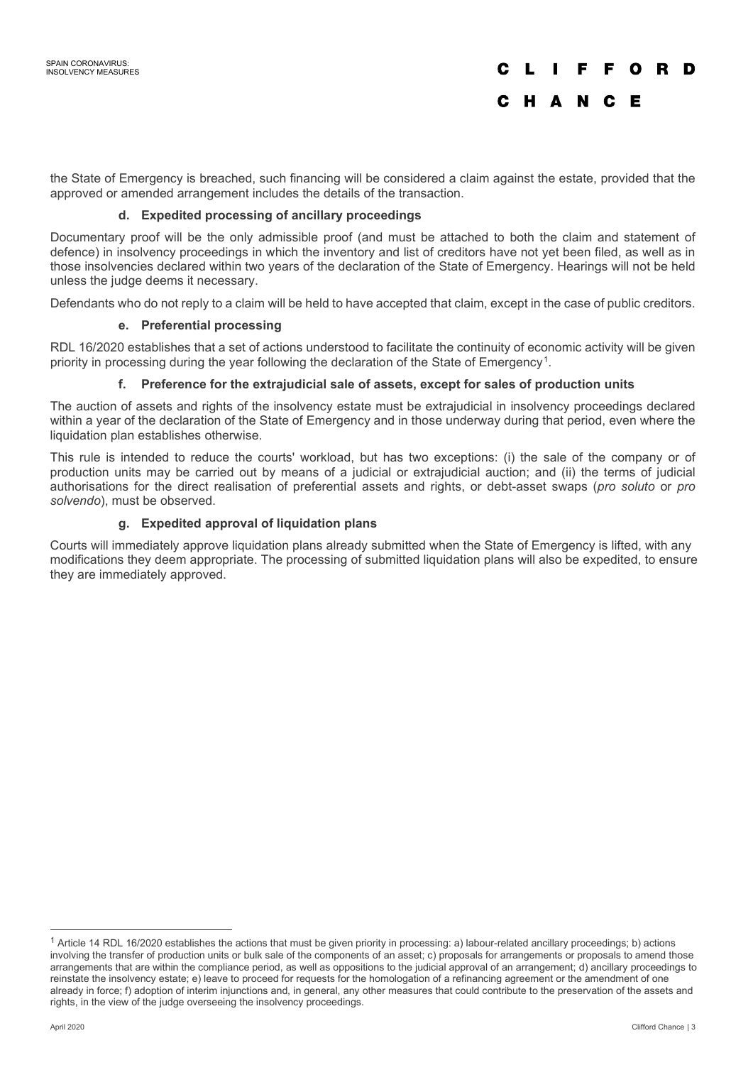the State of Emergency is breached, such financing will be considered a claim against the estate, provided that the approved or amended arrangement includes the details of the transaction.

#### d. Expedited processing of ancillary proceedings

Documentary proof will be the only admissible proof (and must be attached to both the claim and statement of defence) in insolvency proceedings in which the inventory and list of creditors have not yet been filed, as well as in those insolvencies declared within two years of the declaration of the State of Emergency. Hearings will not be held unless the judge deems it necessary.

Defendants who do not reply to a claim will be held to have accepted that claim, except in the case of public creditors.

#### e. Preferential processing

RDL 16/2020 establishes that a set of actions understood to facilitate the continuity of economic activity will be given priority in processing during the year following the declaration of the State of Emergency[1].

#### f. Preference for the extrajudicial sale of assets, except for sales of production units

The auction of assets and rights of the insolvency estate must be extrajudicial in insolvency proceedings declared within a year of the declaration of the State of Emergency and in those underway during that period, even where the liquidation plan establishes otherwise.

This rule is intended to reduce the courts' workload, but has two exceptions: (i) the sale of the company or of production units may be carried out by means of a judicial or extrajudicial auction; and (ii) the terms of judicial authorisations for the direct realisation of preferential assets and rights, or debt-asset swaps (*pro soluto* or *pro solvendo*), must be observed.

#### g. Expedited approval of liquidation plans

Courts will immediately approve liquidation plans already submitted when the State of Emergency is lifted, with any modifications they deem appropriate. The processing of submitted liquidation plans will also be expedited, to ensure they are immediately approved.

---

[1] Article 14 RDL 16/2020 establishes the actions that must be given priority in processing: a) labour-related ancillary proceedings; b) actions involving the transfer of production units or bulk sale of the components of an asset; c) proposals for arrangements or proposals to amend those arrangements that are within the compliance period, as well as oppositions to the judicial approval of an arrangement; d) ancillary proceedings to reinstate the insolvency estate; e) leave to proceed for requests for the homologation of a refinancing agreement or the amendment of one already in force; f) adoption of interim injunctions and, in general, any other measures that could contribute to the preservation of the assets and rights, in the view of the judge overseeing the insolvency proceedings.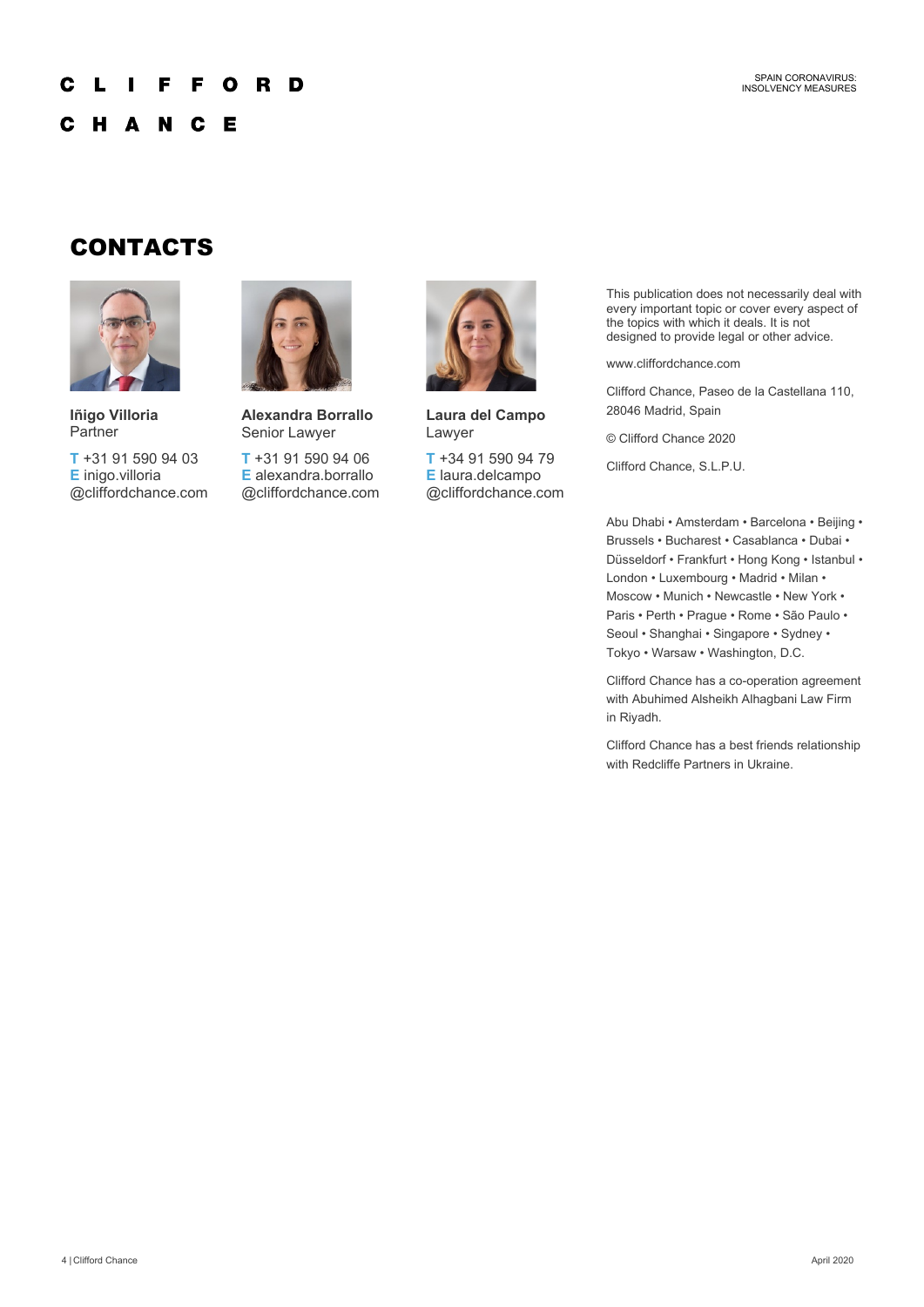## CONTACTS

**Iñigo Villoria**
Partner

T +31 91 590 94 03
E inigo.villoria@cliffordchance.com

**Alexandra Borrallo**
Senior Lawyer

T +31 91 590 94 06
E alexandra.borrallo@cliffordchance.com

**Laura del Campo**
Lawyer

T +34 91 590 94 79
E laura.delcampo@cliffordchance.com

This publication does not necessarily deal with every important topic or cover every aspect of the topics with which it deals. It is not designed to provide legal or other advice.

www.cliffordchance.com

Clifford Chance, Paseo de la Castellana 110, 28046 Madrid, Spain

© Clifford Chance 2020

Clifford Chance, S.L.P.U.

Abu Dhabi • Amsterdam • Barcelona • Beijing • Brussels • Bucharest • Casablanca • Dubai • Düsseldorf • Frankfurt • Hong Kong • Istanbul • London • Luxembourg • Madrid • Milan • Moscow • Munich • Newcastle • New York • Paris • Perth • Prague • Rome • São Paulo • Seoul • Shanghai • Singapore • Sydney • Tokyo • Warsaw • Washington, D.C.

Clifford Chance has a co-operation agreement with Abuhimed Alsheikh Alhagbani Law Firm in Riyadh.

Clifford Chance has a best friends relationship with Redcliffe Partners in Ukraine.